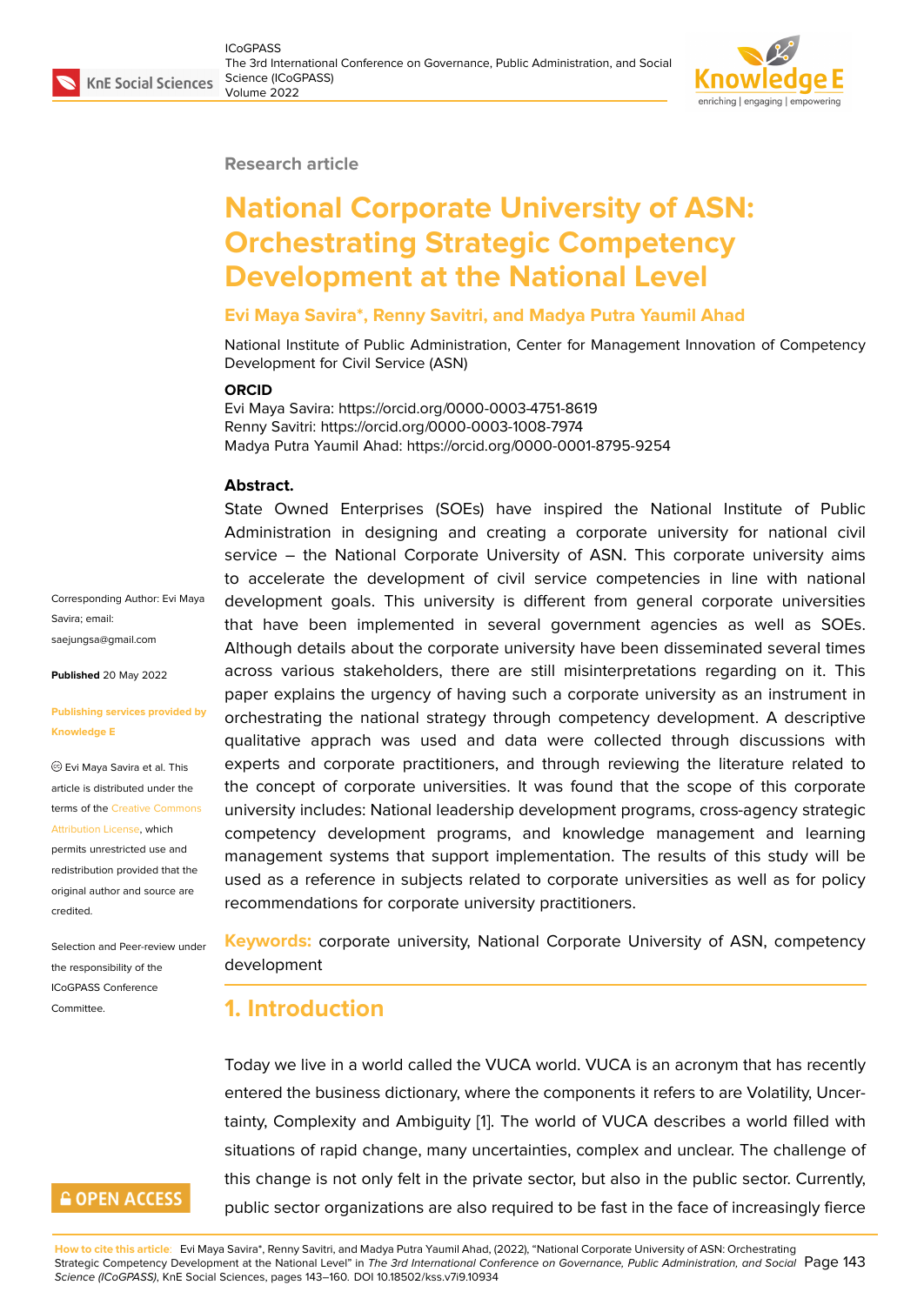Research article

# National Corporate University of ASN: Orchestrating Strategic Competency Development at the National Level

**Evi Maya Savira\*, Renny Savitri, and Madya Putra Yaumil Ahad**

National Institute of Public Administration, Center for Management Innovation of Competency Development for Civil Service (ASN)

**ORCID**

Evi Maya Savira: https://orcid.org/0000-0003-4751-8619
Renny Savitri: https://orcid.org/0000-0003-1008-7974
Madya Putra Yaumil Ahad: https://orcid.org/0000-0001-8795-9254

Corresponding Author: Evi Maya Savira; email: saejungsa@gmail.com

**Published** 20 May 2022

**Publishing services provided by Knowledge E**

© Evi Maya Savira et al. This article is distributed under the terms of the Creative Commons Attribution License, which permits unrestricted use and redistribution provided that the original author and source are credited.

Selection and Peer-review under the responsibility of the ICoGPASS Conference Committee.

**Abstract.**

State Owned Enterprises (SOEs) have inspired the National Institute of Public Administration in designing and creating a corporate university for national civil service – the National Corporate University of ASN. This corporate university aims to accelerate the development of civil service competencies in line with national development goals. This university is different from general corporate universities that have been implemented in several government agencies as well as SOEs. Although details about the corporate university have been disseminated several times across various stakeholders, there are still misinterpretations regarding on it. This paper explains the urgency of having such a corporate university as an instrument in orchestrating the national strategy through competency development. A descriptive qualitative apprach was used and data were collected through discussions with experts and corporate practitioners, and through reviewing the literature related to the concept of corporate universities. It was found that the scope of this corporate university includes: National leadership development programs, cross-agency strategic competency development programs, and knowledge management and learning management systems that support implementation. The results of this study will be used as a reference in subjects related to corporate universities as well as for policy recommendations for corporate university practitioners.

**Keywords:** corporate university, National Corporate University of ASN, competency development

## 1. Introduction

Today we live in a world called the VUCA world. VUCA is an acronym that has recently entered the business dictionary, where the components it refers to are Volatility, Uncertainty, Complexity and Ambiguity [1]. The world of VUCA describes a world filled with situations of rapid change, many uncertainties, complex and unclear. The challenge of this change is not only felt in the private sector, but also in the public sector. Currently, public sector organizations are also required to be fast in the face of increasingly fierce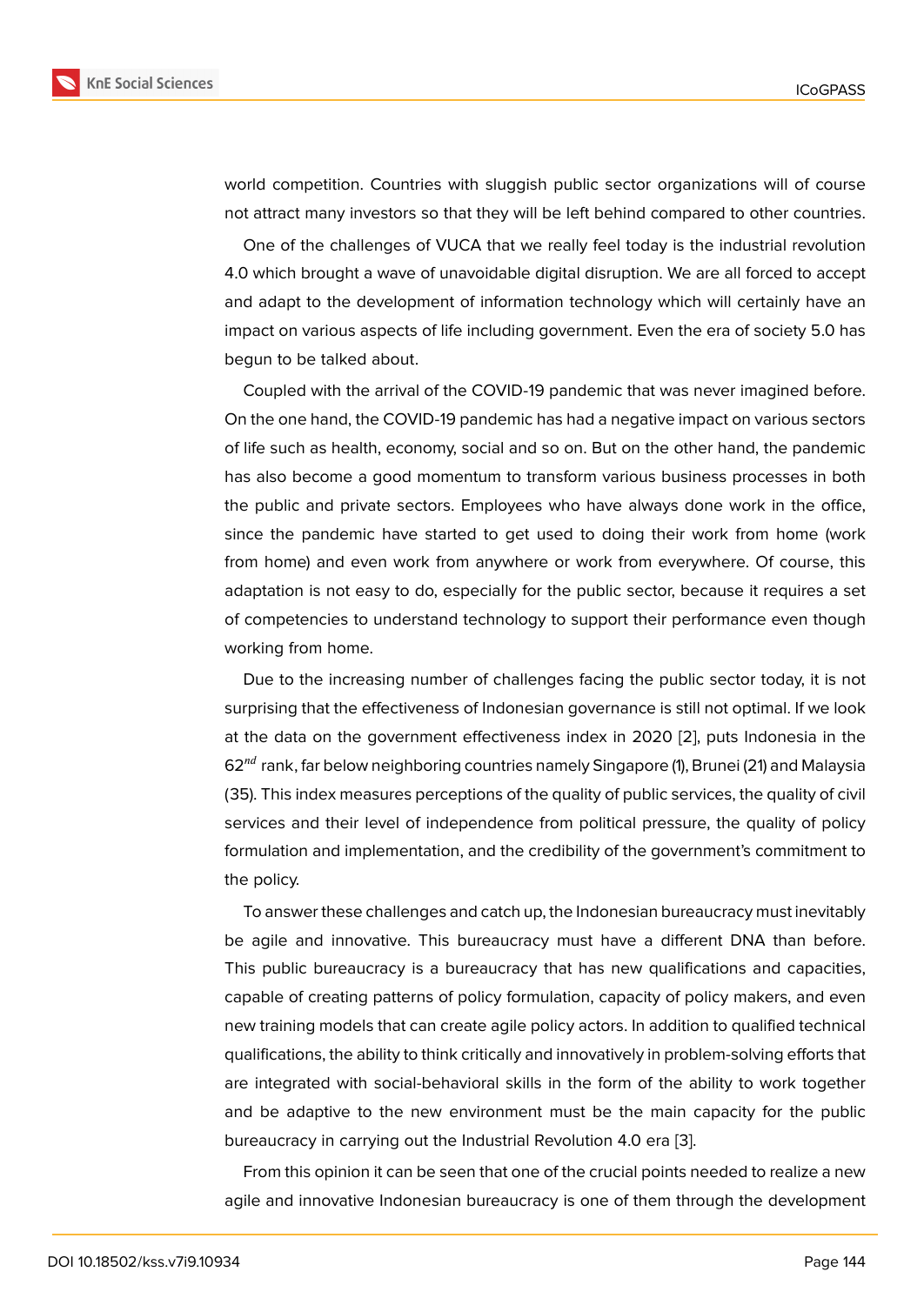world competition. Countries with sluggish public sector organizations will of course not attract many investors so that they will be left behind compared to other countries.

One of the challenges of VUCA that we really feel today is the industrial revolution 4.0 which brought a wave of unavoidable digital disruption. We are all forced to accept and adapt to the development of information technology which will certainly have an impact on various aspects of life including government. Even the era of society 5.0 has begun to be talked about.

Coupled with the arrival of the COVID-19 pandemic that was never imagined before. On the one hand, the COVID-19 pandemic has had a negative impact on various sectors of life such as health, economy, social and so on. But on the other hand, the pandemic has also become a good momentum to transform various business processes in both the public and private sectors. Employees who have always done work in the office, since the pandemic have started to get used to doing their work from home (work from home) and even work from anywhere or work from everywhere. Of course, this adaptation is not easy to do, especially for the public sector, because it requires a set of competencies to understand technology to support their performance even though working from home.

Due to the increasing number of challenges facing the public sector today, it is not surprising that the effectiveness of Indonesian governance is still not optimal. If we look at the data on the government effectiveness index in 2020 [2], puts Indonesia in the 62$^{nd}$ rank, far below neighboring countries namely Singapore (1), Brunei (21) and Malaysia (35). This index measures perceptions of the quality of public services, the quality of civil services and their level of independence from political pressure, the quality of policy formulation and implementation, and the credibility of the government's commitment to the policy.

To answer these challenges and catch up, the Indonesian bureaucracy must inevitably be agile and innovative. This bureaucracy must have a different DNA than before. This public bureaucracy is a bureaucracy that has new qualifications and capacities, capable of creating patterns of policy formulation, capacity of policy makers, and even new training models that can create agile policy actors. In addition to qualified technical qualifications, the ability to think critically and innovatively in problem-solving efforts that are integrated with social-behavioral skills in the form of the ability to work together and be adaptive to the new environment must be the main capacity for the public bureaucracy in carrying out the Industrial Revolution 4.0 era [3].

From this opinion it can be seen that one of the crucial points needed to realize a new agile and innovative Indonesian bureaucracy is one of them through the development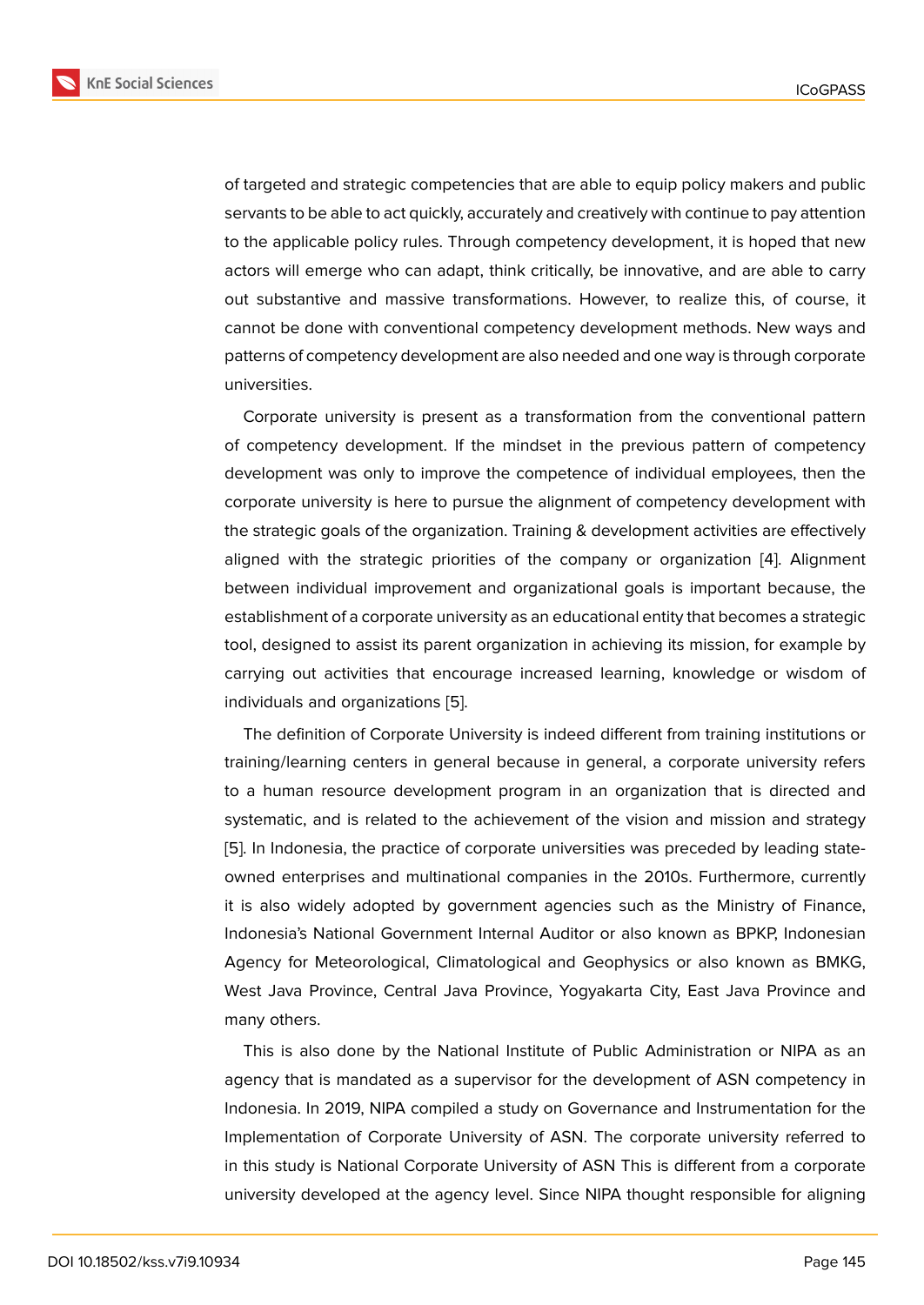of targeted and strategic competencies that are able to equip policy makers and public servants to be able to act quickly, accurately and creatively with continue to pay attention to the applicable policy rules. Through competency development, it is hoped that new actors will emerge who can adapt, think critically, be innovative, and are able to carry out substantive and massive transformations. However, to realize this, of course, it cannot be done with conventional competency development methods. New ways and patterns of competency development are also needed and one way is through corporate universities.

Corporate university is present as a transformation from the conventional pattern of competency development. If the mindset in the previous pattern of competency development was only to improve the competence of individual employees, then the corporate university is here to pursue the alignment of competency development with the strategic goals of the organization. Training & development activities are effectively aligned with the strategic priorities of the company or organization [4]. Alignment between individual improvement and organizational goals is important because, the establishment of a corporate university as an educational entity that becomes a strategic tool, designed to assist its parent organization in achieving its mission, for example by carrying out activities that encourage increased learning, knowledge or wisdom of individuals and organizations [5].

The definition of Corporate University is indeed different from training institutions or training/learning centers in general because in general, a corporate university refers to a human resource development program in an organization that is directed and systematic, and is related to the achievement of the vision and mission and strategy [5]. In Indonesia, the practice of corporate universities was preceded by leading state-owned enterprises and multinational companies in the 2010s. Furthermore, currently it is also widely adopted by government agencies such as the Ministry of Finance, Indonesia's National Government Internal Auditor or also known as BPKP, Indonesian Agency for Meteorological, Climatological and Geophysics or also known as BMKG, West Java Province, Central Java Province, Yogyakarta City, East Java Province and many others.

This is also done by the National Institute of Public Administration or NIPA as an agency that is mandated as a supervisor for the development of ASN competency in Indonesia. In 2019, NIPA compiled a study on Governance and Instrumentation for the Implementation of Corporate University of ASN. The corporate university referred to in this study is National Corporate University of ASN This is different from a corporate university developed at the agency level. Since NIPA thought responsible for aligning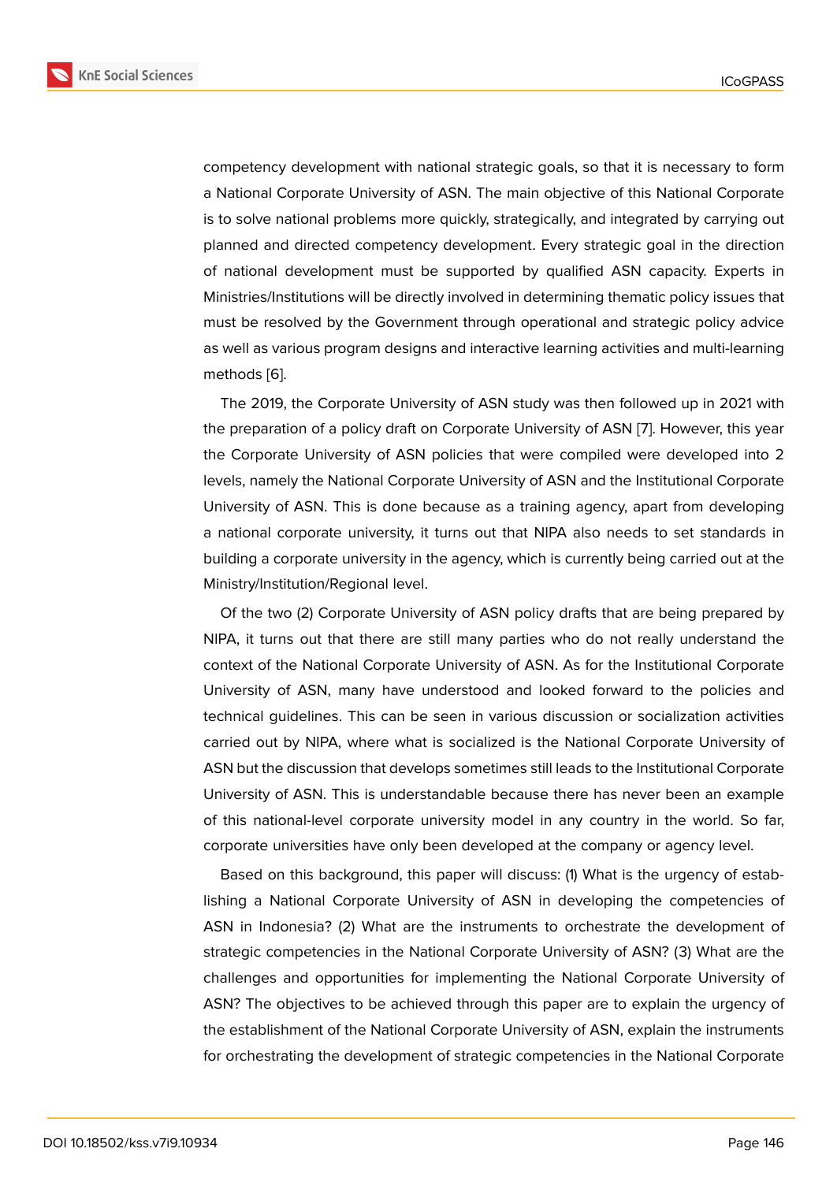competency development with national strategic goals, so that it is necessary to form a National Corporate University of ASN. The main objective of this National Corporate is to solve national problems more quickly, strategically, and integrated by carrying out planned and directed competency development. Every strategic goal in the direction of national development must be supported by qualified ASN capacity. Experts in Ministries/Institutions will be directly involved in determining thematic policy issues that must be resolved by the Government through operational and strategic policy advice as well as various program designs and interactive learning activities and multi-learning methods [6].

The 2019, the Corporate University of ASN study was then followed up in 2021 with the preparation of a policy draft on Corporate University of ASN [7]. However, this year the Corporate University of ASN policies that were compiled were developed into 2 levels, namely the National Corporate University of ASN and the Institutional Corporate University of ASN. This is done because as a training agency, apart from developing a national corporate university, it turns out that NIPA also needs to set standards in building a corporate university in the agency, which is currently being carried out at the Ministry/Institution/Regional level.

Of the two (2) Corporate University of ASN policy drafts that are being prepared by NIPA, it turns out that there are still many parties who do not really understand the context of the National Corporate University of ASN. As for the Institutional Corporate University of ASN, many have understood and looked forward to the policies and technical guidelines. This can be seen in various discussion or socialization activities carried out by NIPA, where what is socialized is the National Corporate University of ASN but the discussion that develops sometimes still leads to the Institutional Corporate University of ASN. This is understandable because there has never been an example of this national-level corporate university model in any country in the world. So far, corporate universities have only been developed at the company or agency level.

Based on this background, this paper will discuss: (1) What is the urgency of establishing a National Corporate University of ASN in developing the competencies of ASN in Indonesia? (2) What are the instruments to orchestrate the development of strategic competencies in the National Corporate University of ASN? (3) What are the challenges and opportunities for implementing the National Corporate University of ASN? The objectives to be achieved through this paper are to explain the urgency of the establishment of the National Corporate University of ASN, explain the instruments for orchestrating the development of strategic competencies in the National Corporate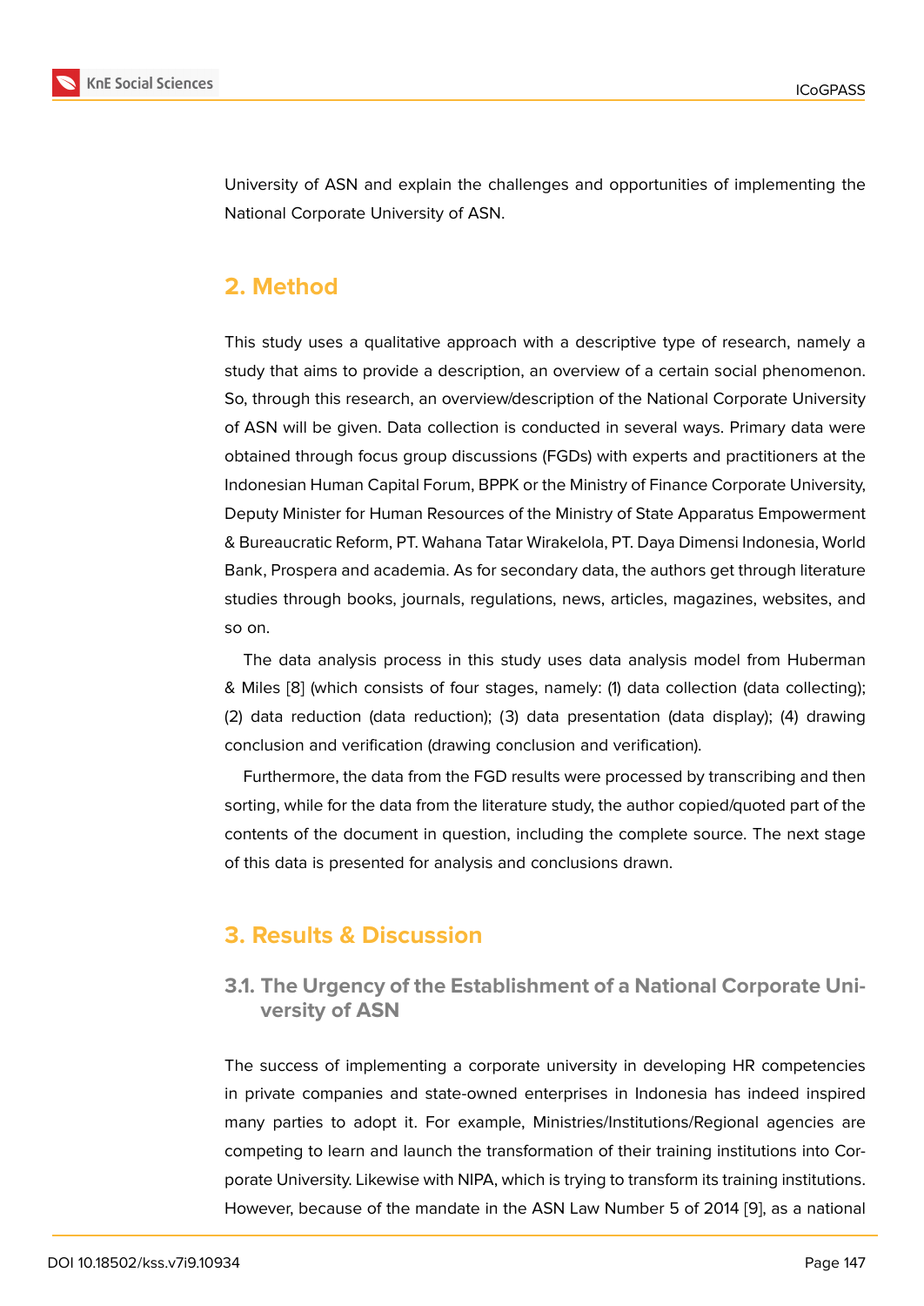University of ASN and explain the challenges and opportunities of implementing the National Corporate University of ASN.

## 2. Method

This study uses a qualitative approach with a descriptive type of research, namely a study that aims to provide a description, an overview of a certain social phenomenon. So, through this research, an overview/description of the National Corporate University of ASN will be given. Data collection is conducted in several ways. Primary data were obtained through focus group discussions (FGDs) with experts and practitioners at the Indonesian Human Capital Forum, BPPK or the Ministry of Finance Corporate University, Deputy Minister for Human Resources of the Ministry of State Apparatus Empowerment & Bureaucratic Reform, PT. Wahana Tatar Wirakelola, PT. Daya Dimensi Indonesia, World Bank, Prospera and academia. As for secondary data, the authors get through literature studies through books, journals, regulations, news, articles, magazines, websites, and so on.

The data analysis process in this study uses data analysis model from Huberman & Miles [8] (which consists of four stages, namely: (1) data collection (data collecting); (2) data reduction (data reduction); (3) data presentation (data display); (4) drawing conclusion and verification (drawing conclusion and verification).

Furthermore, the data from the FGD results were processed by transcribing and then sorting, while for the data from the literature study, the author copied/quoted part of the contents of the document in question, including the complete source. The next stage of this data is presented for analysis and conclusions drawn.

## 3. Results & Discussion

### 3.1. The Urgency of the Establishment of a National Corporate University of ASN

The success of implementing a corporate university in developing HR competencies in private companies and state-owned enterprises in Indonesia has indeed inspired many parties to adopt it. For example, Ministries/Institutions/Regional agencies are competing to learn and launch the transformation of their training institutions into Corporate University. Likewise with NIPA, which is trying to transform its training institutions. However, because of the mandate in the ASN Law Number 5 of 2014 [9], as a national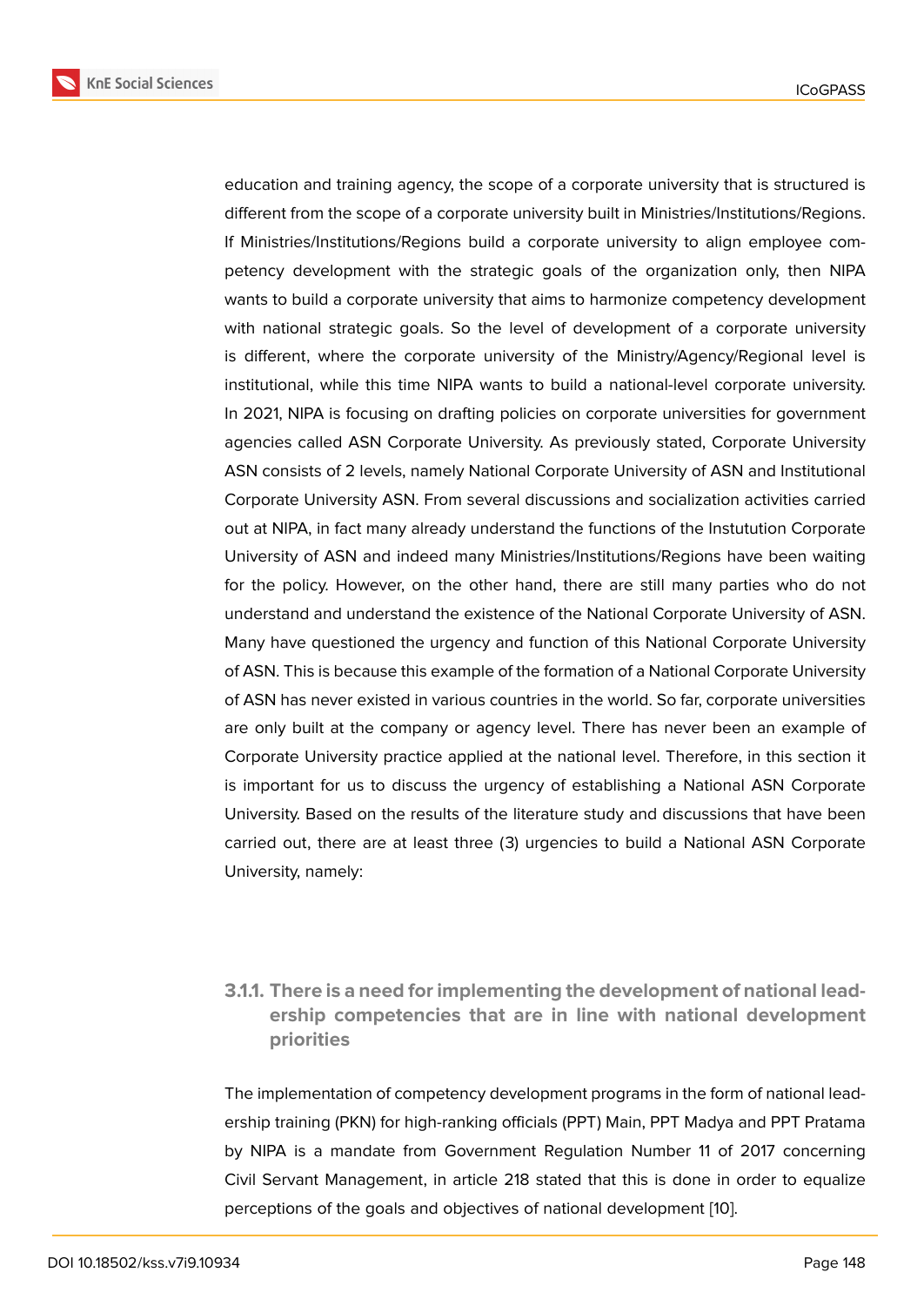education and training agency, the scope of a corporate university that is structured is different from the scope of a corporate university built in Ministries/Institutions/Regions. If Ministries/Institutions/Regions build a corporate university to align employee competency development with the strategic goals of the organization only, then NIPA wants to build a corporate university that aims to harmonize competency development with national strategic goals. So the level of development of a corporate university is different, where the corporate university of the Ministry/Agency/Regional level is institutional, while this time NIPA wants to build a national-level corporate university. In 2021, NIPA is focusing on drafting policies on corporate universities for government agencies called ASN Corporate University. As previously stated, Corporate University ASN consists of 2 levels, namely National Corporate University of ASN and Institutional Corporate University ASN. From several discussions and socialization activities carried out at NIPA, in fact many already understand the functions of the Instutution Corporate University of ASN and indeed many Ministries/Institutions/Regions have been waiting for the policy. However, on the other hand, there are still many parties who do not understand and understand the existence of the National Corporate University of ASN. Many have questioned the urgency and function of this National Corporate University of ASN. This is because this example of the formation of a National Corporate University of ASN has never existed in various countries in the world. So far, corporate universities are only built at the company or agency level. There has never been an example of Corporate University practice applied at the national level. Therefore, in this section it is important for us to discuss the urgency of establishing a National ASN Corporate University. Based on the results of the literature study and discussions that have been carried out, there are at least three (3) urgencies to build a National ASN Corporate University, namely:

#### 3.1.1. There is a need for implementing the development of national leadership competencies that are in line with national development priorities

The implementation of competency development programs in the form of national leadership training (PKN) for high-ranking officials (PPT) Main, PPT Madya and PPT Pratama by NIPA is a mandate from Government Regulation Number 11 of 2017 concerning Civil Servant Management, in article 218 stated that this is done in order to equalize perceptions of the goals and objectives of national development [10].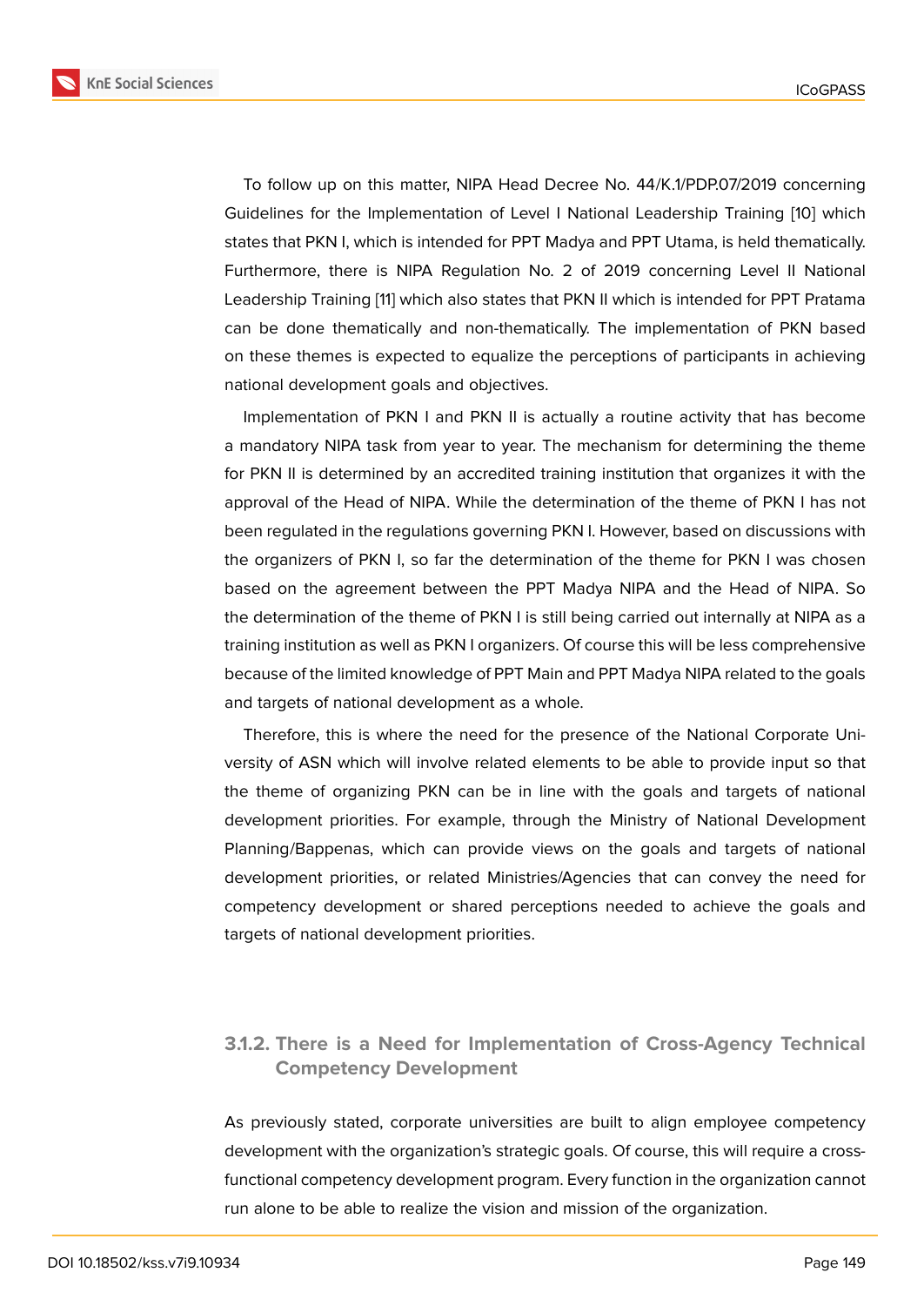To follow up on this matter, NIPA Head Decree No. 44/K.1/PDP.07/2019 concerning Guidelines for the Implementation of Level I National Leadership Training [10] which states that PKN I, which is intended for PPT Madya and PPT Utama, is held thematically. Furthermore, there is NIPA Regulation No. 2 of 2019 concerning Level II National Leadership Training [11] which also states that PKN II which is intended for PPT Pratama can be done thematically and non-thematically. The implementation of PKN based on these themes is expected to equalize the perceptions of participants in achieving national development goals and objectives.

Implementation of PKN I and PKN II is actually a routine activity that has become a mandatory NIPA task from year to year. The mechanism for determining the theme for PKN II is determined by an accredited training institution that organizes it with the approval of the Head of NIPA. While the determination of the theme of PKN I has not been regulated in the regulations governing PKN I. However, based on discussions with the organizers of PKN I, so far the determination of the theme for PKN I was chosen based on the agreement between the PPT Madya NIPA and the Head of NIPA. So the determination of the theme of PKN I is still being carried out internally at NIPA as a training institution as well as PKN I organizers. Of course this will be less comprehensive because of the limited knowledge of PPT Main and PPT Madya NIPA related to the goals and targets of national development as a whole.

Therefore, this is where the need for the presence of the National Corporate University of ASN which will involve related elements to be able to provide input so that the theme of organizing PKN can be in line with the goals and targets of national development priorities. For example, through the Ministry of National Development Planning/Bappenas, which can provide views on the goals and targets of national development priorities, or related Ministries/Agencies that can convey the need for competency development or shared perceptions needed to achieve the goals and targets of national development priorities.

#### 3.1.2. There is a Need for Implementation of Cross-Agency Technical Competency Development

As previously stated, corporate universities are built to align employee competency development with the organization's strategic goals. Of course, this will require a cross-functional competency development program. Every function in the organization cannot run alone to be able to realize the vision and mission of the organization.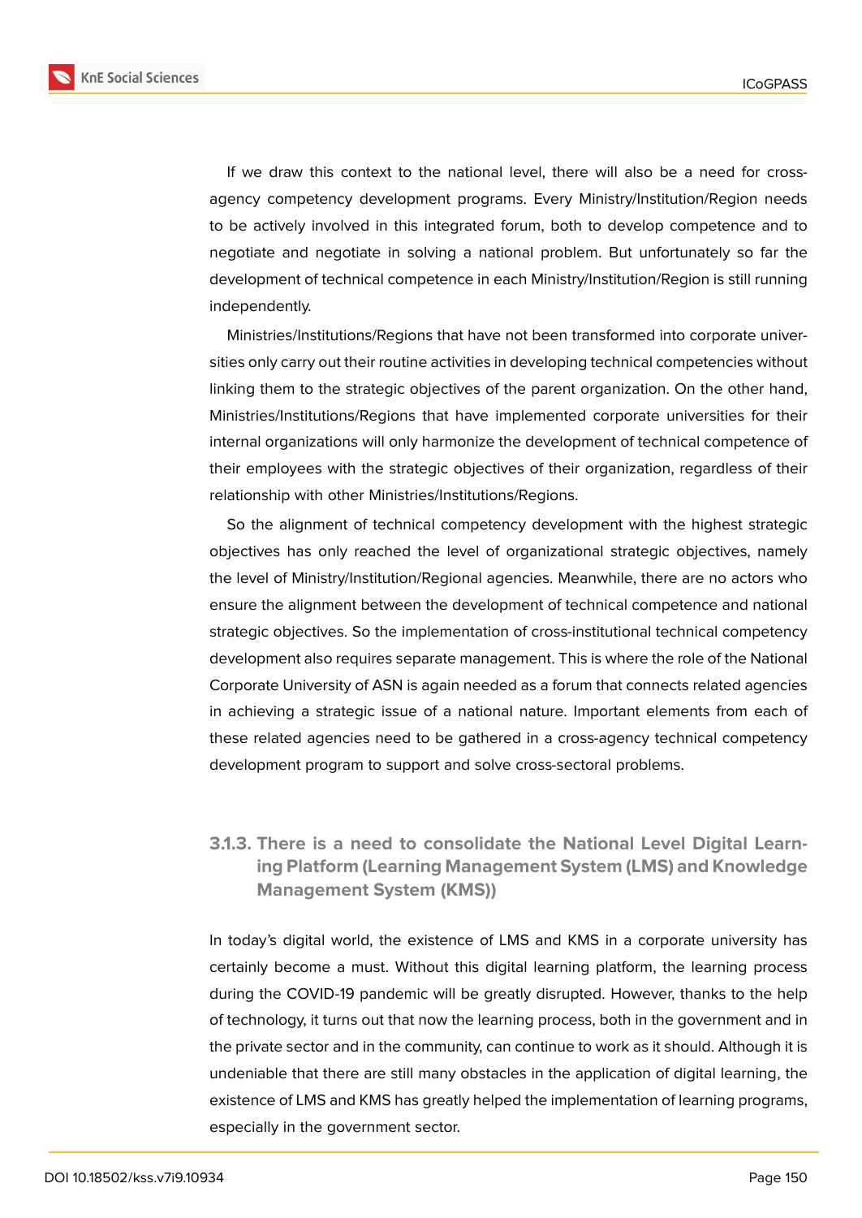If we draw this context to the national level, there will also be a need for cross-agency competency development programs. Every Ministry/Institution/Region needs to be actively involved in this integrated forum, both to develop competence and to negotiate and negotiate in solving a national problem. But unfortunately so far the development of technical competence in each Ministry/Institution/Region is still running independently.

Ministries/Institutions/Regions that have not been transformed into corporate universities only carry out their routine activities in developing technical competencies without linking them to the strategic objectives of the parent organization. On the other hand, Ministries/Institutions/Regions that have implemented corporate universities for their internal organizations will only harmonize the development of technical competence of their employees with the strategic objectives of their organization, regardless of their relationship with other Ministries/Institutions/Regions.

So the alignment of technical competency development with the highest strategic objectives has only reached the level of organizational strategic objectives, namely the level of Ministry/Institution/Regional agencies. Meanwhile, there are no actors who ensure the alignment between the development of technical competence and national strategic objectives. So the implementation of cross-institutional technical competency development also requires separate management. This is where the role of the National Corporate University of ASN is again needed as a forum that connects related agencies in achieving a strategic issue of a national nature. Important elements from each of these related agencies need to be gathered in a cross-agency technical competency development program to support and solve cross-sectoral problems.

#### 3.1.3. There is a need to consolidate the National Level Digital Learning Platform (Learning Management System (LMS) and Knowledge Management System (KMS))

In today's digital world, the existence of LMS and KMS in a corporate university has certainly become a must. Without this digital learning platform, the learning process during the COVID-19 pandemic will be greatly disrupted. However, thanks to the help of technology, it turns out that now the learning process, both in the government and in the private sector and in the community, can continue to work as it should. Although it is undeniable that there are still many obstacles in the application of digital learning, the existence of LMS and KMS has greatly helped the implementation of learning programs, especially in the government sector.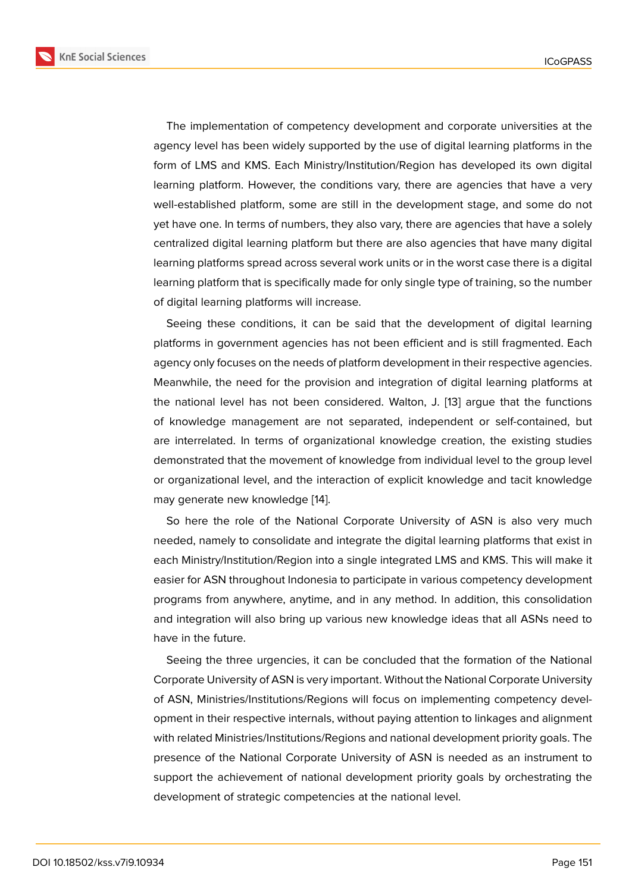The implementation of competency development and corporate universities at the agency level has been widely supported by the use of digital learning platforms in the form of LMS and KMS. Each Ministry/Institution/Region has developed its own digital learning platform. However, the conditions vary, there are agencies that have a very well-established platform, some are still in the development stage, and some do not yet have one. In terms of numbers, they also vary, there are agencies that have a solely centralized digital learning platform but there are also agencies that have many digital learning platforms spread across several work units or in the worst case there is a digital learning platform that is specifically made for only single type of training, so the number of digital learning platforms will increase.

Seeing these conditions, it can be said that the development of digital learning platforms in government agencies has not been efficient and is still fragmented. Each agency only focuses on the needs of platform development in their respective agencies. Meanwhile, the need for the provision and integration of digital learning platforms at the national level has not been considered. Walton, J. [13] argue that the functions of knowledge management are not separated, independent or self-contained, but are interrelated. In terms of organizational knowledge creation, the existing studies demonstrated that the movement of knowledge from individual level to the group level or organizational level, and the interaction of explicit knowledge and tacit knowledge may generate new knowledge [14].

So here the role of the National Corporate University of ASN is also very much needed, namely to consolidate and integrate the digital learning platforms that exist in each Ministry/Institution/Region into a single integrated LMS and KMS. This will make it easier for ASN throughout Indonesia to participate in various competency development programs from anywhere, anytime, and in any method. In addition, this consolidation and integration will also bring up various new knowledge ideas that all ASNs need to have in the future.

Seeing the three urgencies, it can be concluded that the formation of the National Corporate University of ASN is very important. Without the National Corporate University of ASN, Ministries/Institutions/Regions will focus on implementing competency development in their respective internals, without paying attention to linkages and alignment with related Ministries/Institutions/Regions and national development priority goals. The presence of the National Corporate University of ASN is needed as an instrument to support the achievement of national development priority goals by orchestrating the development of strategic competencies at the national level.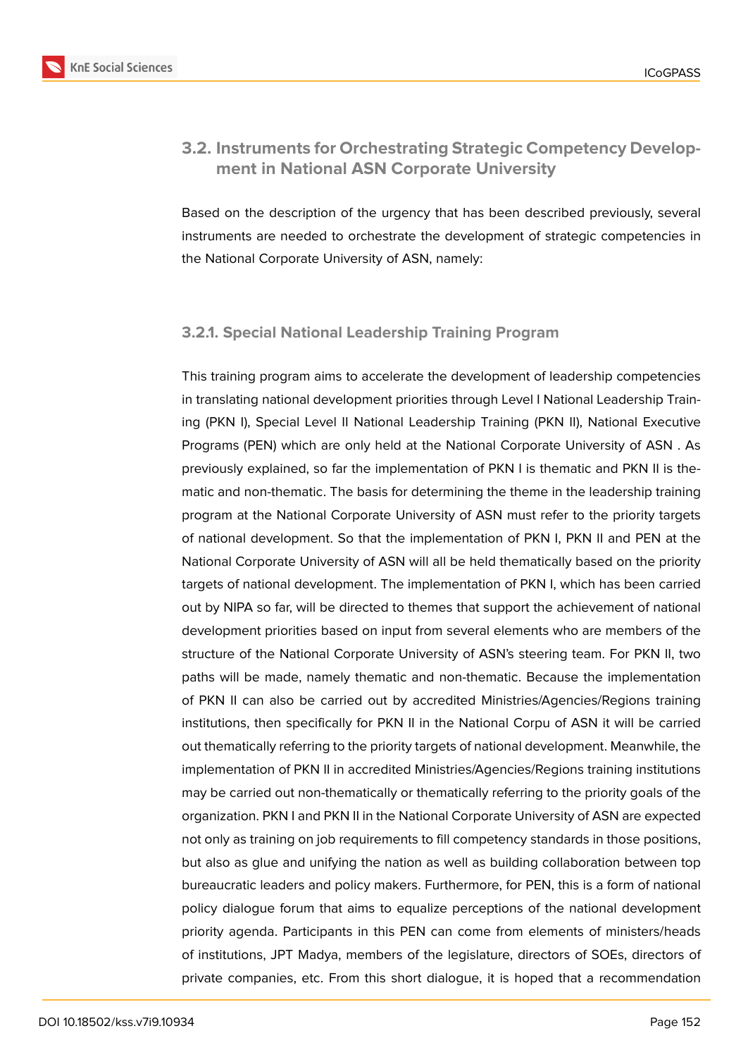### 3.2. Instruments for Orchestrating Strategic Competency Development in National ASN Corporate University

Based on the description of the urgency that has been described previously, several instruments are needed to orchestrate the development of strategic competencies in the National Corporate University of ASN, namely:

#### 3.2.1. Special National Leadership Training Program

This training program aims to accelerate the development of leadership competencies in translating national development priorities through Level I National Leadership Training (PKN I), Special Level II National Leadership Training (PKN II), National Executive Programs (PEN) which are only held at the National Corporate University of ASN . As previously explained, so far the implementation of PKN I is thematic and PKN II is thematic and non-thematic. The basis for determining the theme in the leadership training program at the National Corporate University of ASN must refer to the priority targets of national development. So that the implementation of PKN I, PKN II and PEN at the National Corporate University of ASN will all be held thematically based on the priority targets of national development. The implementation of PKN I, which has been carried out by NIPA so far, will be directed to themes that support the achievement of national development priorities based on input from several elements who are members of the structure of the National Corporate University of ASN's steering team. For PKN II, two paths will be made, namely thematic and non-thematic. Because the implementation of PKN II can also be carried out by accredited Ministries/Agencies/Regions training institutions, then specifically for PKN II in the National Corpu of ASN it will be carried out thematically referring to the priority targets of national development. Meanwhile, the implementation of PKN II in accredited Ministries/Agencies/Regions training institutions may be carried out non-thematically or thematically referring to the priority goals of the organization. PKN I and PKN II in the National Corporate University of ASN are expected not only as training on job requirements to fill competency standards in those positions, but also as glue and unifying the nation as well as building collaboration between top bureaucratic leaders and policy makers. Furthermore, for PEN, this is a form of national policy dialogue forum that aims to equalize perceptions of the national development priority agenda. Participants in this PEN can come from elements of ministers/heads of institutions, JPT Madya, members of the legislature, directors of SOEs, directors of private companies, etc. From this short dialogue, it is hoped that a recommendation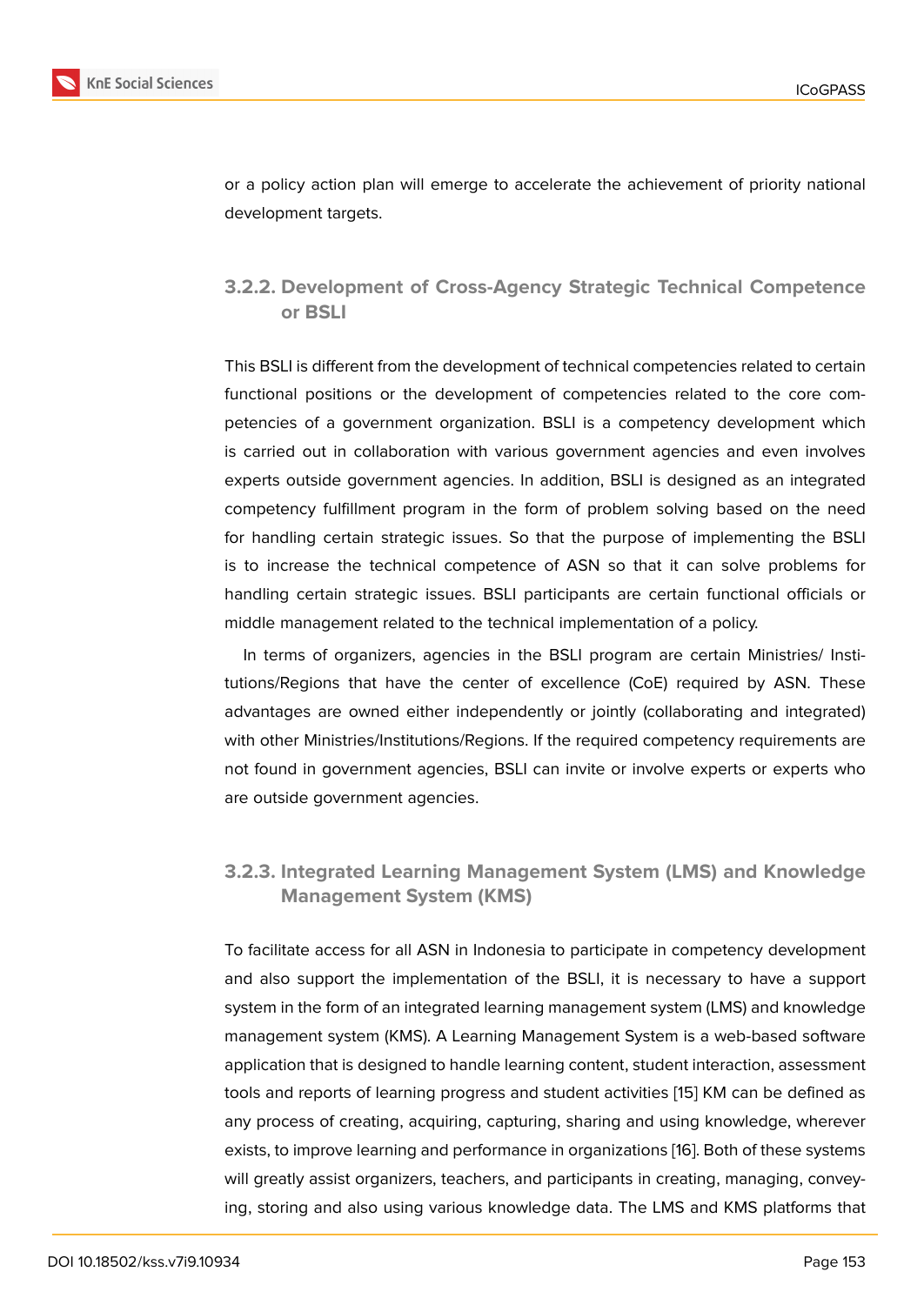or a policy action plan will emerge to accelerate the achievement of priority national development targets.

#### 3.2.2. Development of Cross-Agency Strategic Technical Competence or BSLI

This BSLI is different from the development of technical competencies related to certain functional positions or the development of competencies related to the core competencies of a government organization. BSLI is a competency development which is carried out in collaboration with various government agencies and even involves experts outside government agencies. In addition, BSLI is designed as an integrated competency fulfillment program in the form of problem solving based on the need for handling certain strategic issues. So that the purpose of implementing the BSLI is to increase the technical competence of ASN so that it can solve problems for handling certain strategic issues. BSLI participants are certain functional officials or middle management related to the technical implementation of a policy.

In terms of organizers, agencies in the BSLI program are certain Ministries/ Institutions/Regions that have the center of excellence (CoE) required by ASN. These advantages are owned either independently or jointly (collaborating and integrated) with other Ministries/Institutions/Regions. If the required competency requirements are not found in government agencies, BSLI can invite or involve experts or experts who are outside government agencies.

#### 3.2.3. Integrated Learning Management System (LMS) and Knowledge Management System (KMS)

To facilitate access for all ASN in Indonesia to participate in competency development and also support the implementation of the BSLI, it is necessary to have a support system in the form of an integrated learning management system (LMS) and knowledge management system (KMS). A Learning Management System is a web-based software application that is designed to handle learning content, student interaction, assessment tools and reports of learning progress and student activities [15] KM can be defined as any process of creating, acquiring, capturing, sharing and using knowledge, wherever exists, to improve learning and performance in organizations [16]. Both of these systems will greatly assist organizers, teachers, and participants in creating, managing, conveying, storing and also using various knowledge data. The LMS and KMS platforms that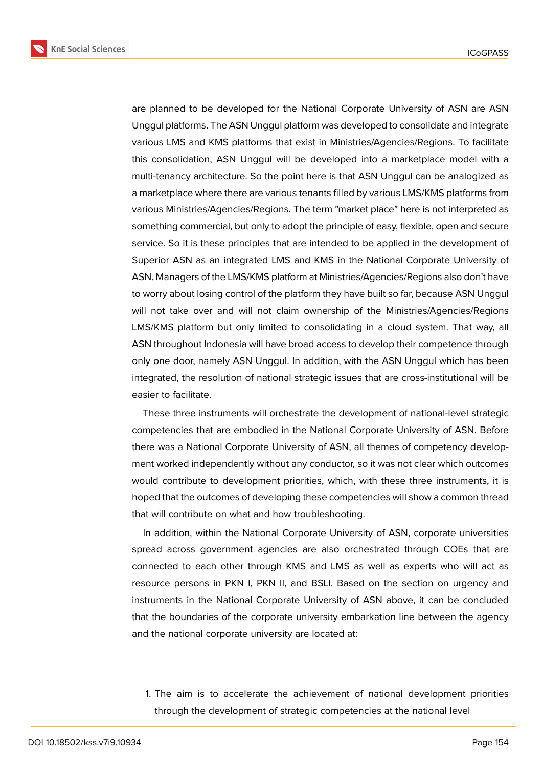are planned to be developed for the National Corporate University of ASN are ASN Unggul platforms. The ASN Unggul platform was developed to consolidate and integrate various LMS and KMS platforms that exist in Ministries/Agencies/Regions. To facilitate this consolidation, ASN Unggul will be developed into a marketplace model with a multi-tenancy architecture. So the point here is that ASN Unggul can be analogized as a marketplace where there are various tenants filled by various LMS/KMS platforms from various Ministries/Agencies/Regions. The term "market place" here is not interpreted as something commercial, but only to adopt the principle of easy, flexible, open and secure service. So it is these principles that are intended to be applied in the development of Superior ASN as an integrated LMS and KMS in the National Corporate University of ASN. Managers of the LMS/KMS platform at Ministries/Agencies/Regions also don't have to worry about losing control of the platform they have built so far, because ASN Unggul will not take over and will not claim ownership of the Ministries/Agencies/Regions LMS/KMS platform but only limited to consolidating in a cloud system. That way, all ASN throughout Indonesia will have broad access to develop their competence through only one door, namely ASN Unggul. In addition, with the ASN Unggul which has been integrated, the resolution of national strategic issues that are cross-institutional will be easier to facilitate.

These three instruments will orchestrate the development of national-level strategic competencies that are embodied in the National Corporate University of ASN. Before there was a National Corporate University of ASN, all themes of competency development worked independently without any conductor, so it was not clear which outcomes would contribute to development priorities, which, with these three instruments, it is hoped that the outcomes of developing these competencies will show a common thread that will contribute on what and how troubleshooting.

In addition, within the National Corporate University of ASN, corporate universities spread across government agencies are also orchestrated through COEs that are connected to each other through KMS and LMS as well as experts who will act as resource persons in PKN I, PKN II, and BSLI. Based on the section on urgency and instruments in the National Corporate University of ASN above, it can be concluded that the boundaries of the corporate university embarkation line between the agency and the national corporate university are located at:

1. The aim is to accelerate the achievement of national development priorities through the development of strategic competencies at the national level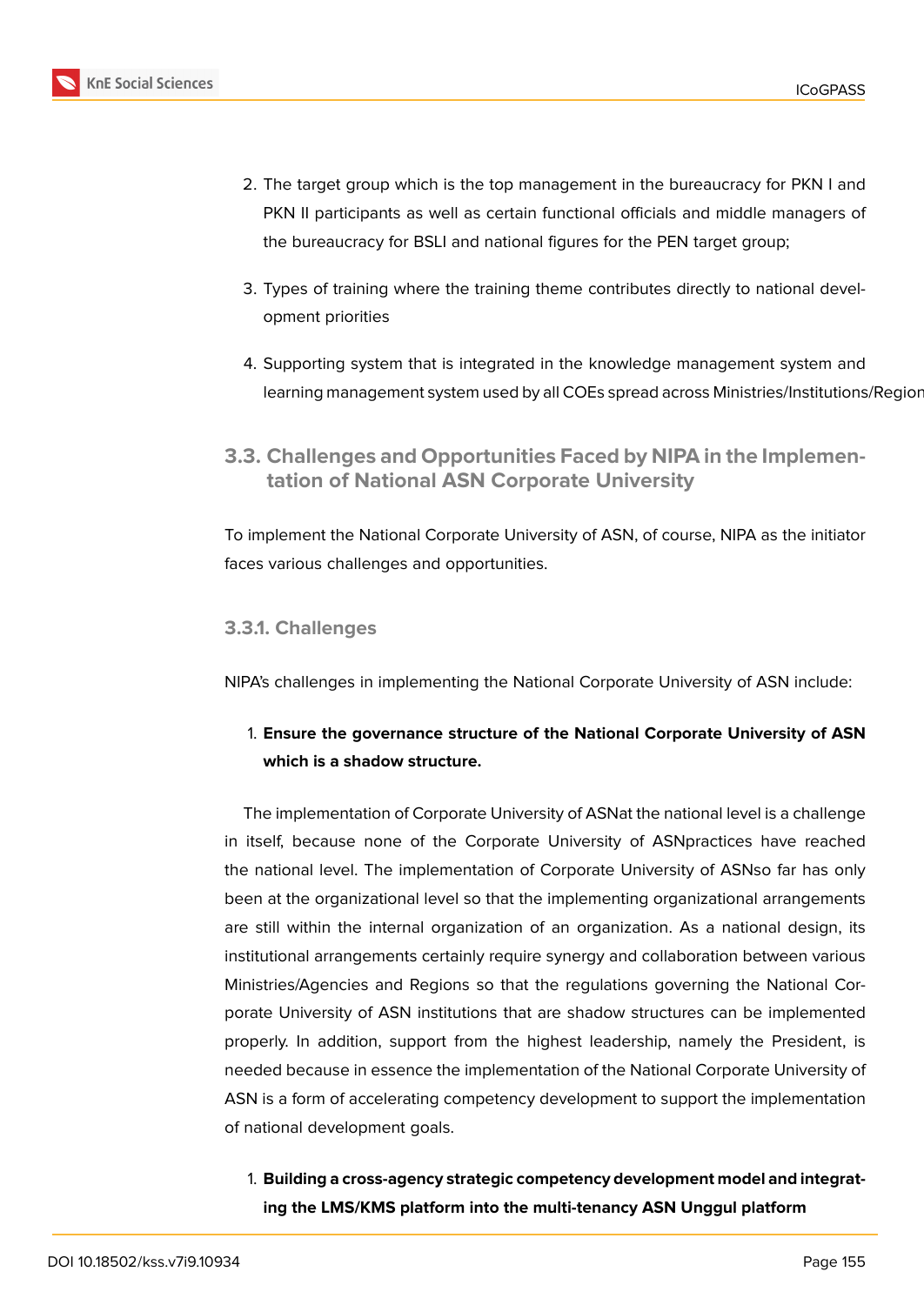2. The target group which is the top management in the bureaucracy for PKN I and PKN II participants as well as certain functional officials and middle managers of the bureaucracy for BSLI and national figures for the PEN target group;

3. Types of training where the training theme contributes directly to national development priorities

4. Supporting system that is integrated in the knowledge management system and learning management system used by all COEs spread across Ministries/Institutions/Region

### 3.3. Challenges and Opportunities Faced by NIPA in the Implementation of National ASN Corporate University

To implement the National Corporate University of ASN, of course, NIPA as the initiator faces various challenges and opportunities.

#### 3.3.1. Challenges

NIPA's challenges in implementing the National Corporate University of ASN include:

1. **Ensure the governance structure of the National Corporate University of ASN which is a shadow structure.**

The implementation of Corporate University of ASNat the national level is a challenge in itself, because none of the Corporate University of ASNpractices have reached the national level. The implementation of Corporate University of ASNso far has only been at the organizational level so that the implementing organizational arrangements are still within the internal organization of an organization. As a national design, its institutional arrangements certainly require synergy and collaboration between various Ministries/Agencies and Regions so that the regulations governing the National Corporate University of ASN institutions that are shadow structures can be implemented properly. In addition, support from the highest leadership, namely the President, is needed because in essence the implementation of the National Corporate University of ASN is a form of accelerating competency development to support the implementation of national development goals.

1. **Building a cross-agency strategic competency development model and integrating the LMS/KMS platform into the multi-tenancy ASN Unggul platform**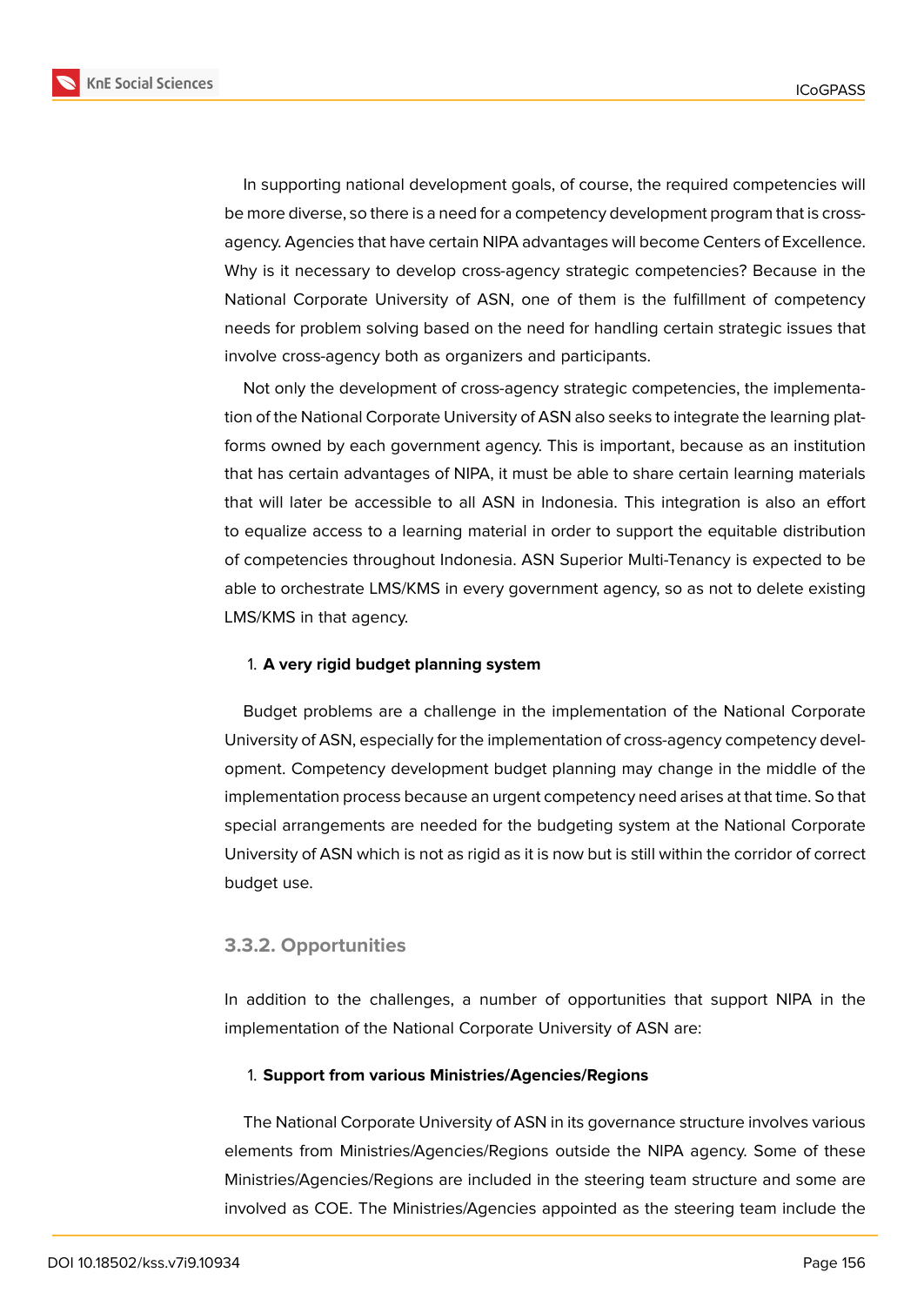In supporting national development goals, of course, the required competencies will be more diverse, so there is a need for a competency development program that is cross-agency. Agencies that have certain NIPA advantages will become Centers of Excellence. Why is it necessary to develop cross-agency strategic competencies? Because in the National Corporate University of ASN, one of them is the fulfillment of competency needs for problem solving based on the need for handling certain strategic issues that involve cross-agency both as organizers and participants.

Not only the development of cross-agency strategic competencies, the implementation of the National Corporate University of ASN also seeks to integrate the learning platforms owned by each government agency. This is important, because as an institution that has certain advantages of NIPA, it must be able to share certain learning materials that will later be accessible to all ASN in Indonesia. This integration is also an effort to equalize access to a learning material in order to support the equitable distribution of competencies throughout Indonesia. ASN Superior Multi-Tenancy is expected to be able to orchestrate LMS/KMS in every government agency, so as not to delete existing LMS/KMS in that agency.

1. **A very rigid budget planning system**

Budget problems are a challenge in the implementation of the National Corporate University of ASN, especially for the implementation of cross-agency competency development. Competency development budget planning may change in the middle of the implementation process because an urgent competency need arises at that time. So that special arrangements are needed for the budgeting system at the National Corporate University of ASN which is not as rigid as it is now but is still within the corridor of correct budget use.

### 3.3.2. Opportunities

In addition to the challenges, a number of opportunities that support NIPA in the implementation of the National Corporate University of ASN are:

1. **Support from various Ministries/Agencies/Regions**

The National Corporate University of ASN in its governance structure involves various elements from Ministries/Agencies/Regions outside the NIPA agency. Some of these Ministries/Agencies/Regions are included in the steering team structure and some are involved as COE. The Ministries/Agencies appointed as the steering team include the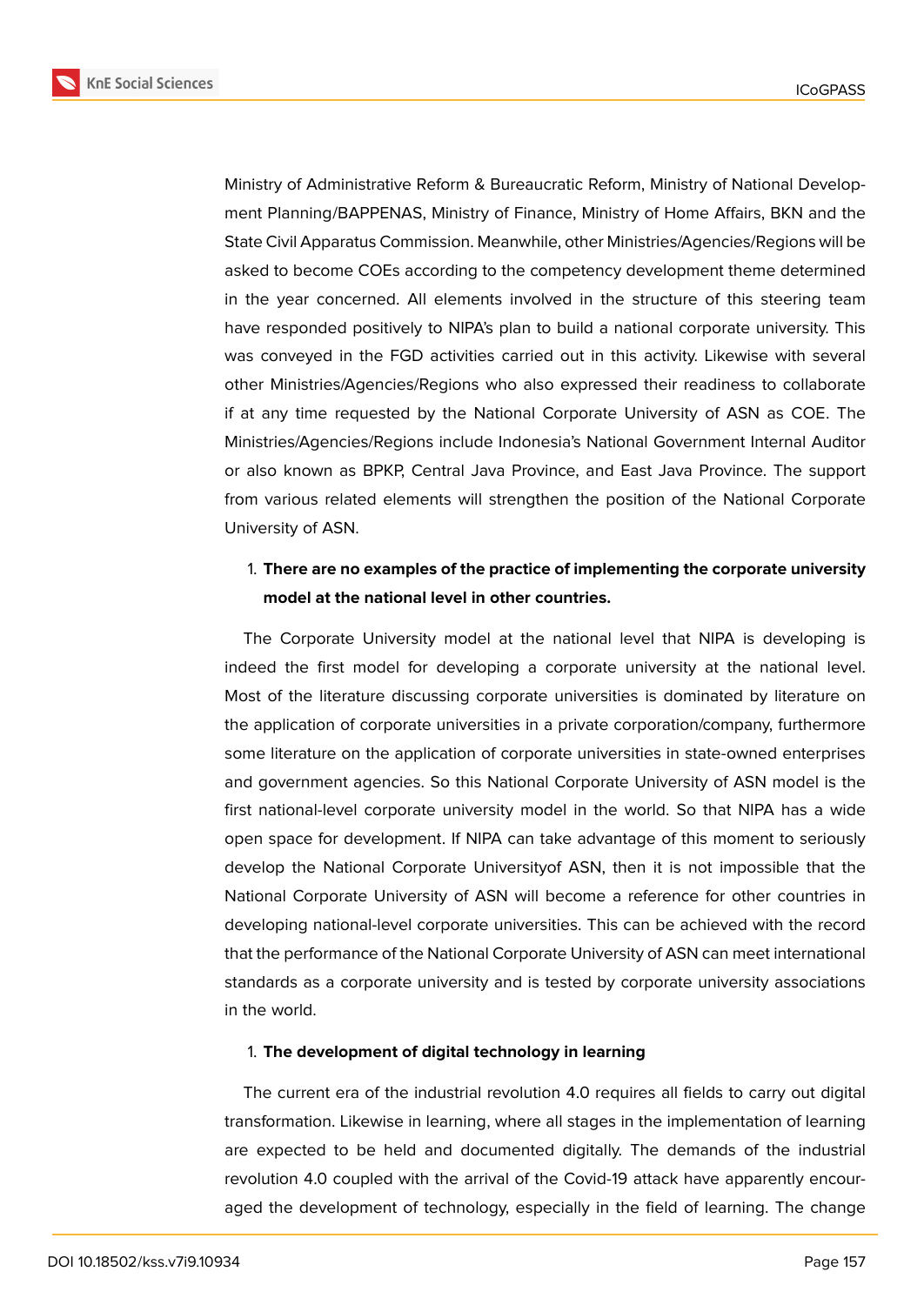Ministry of Administrative Reform & Bureaucratic Reform, Ministry of National Development Planning/BAPPENAS, Ministry of Finance, Ministry of Home Affairs, BKN and the State Civil Apparatus Commission. Meanwhile, other Ministries/Agencies/Regions will be asked to become COEs according to the competency development theme determined in the year concerned. All elements involved in the structure of this steering team have responded positively to NIPA's plan to build a national corporate university. This was conveyed in the FGD activities carried out in this activity. Likewise with several other Ministries/Agencies/Regions who also expressed their readiness to collaborate if at any time requested by the National Corporate University of ASN as COE. The Ministries/Agencies/Regions include Indonesia's National Government Internal Auditor or also known as BPKP, Central Java Province, and East Java Province. The support from various related elements will strengthen the position of the National Corporate University of ASN.

1. **There are no examples of the practice of implementing the corporate university model at the national level in other countries.**

The Corporate University model at the national level that NIPA is developing is indeed the first model for developing a corporate university at the national level. Most of the literature discussing corporate universities is dominated by literature on the application of corporate universities in a private corporation/company, furthermore some literature on the application of corporate universities in state-owned enterprises and government agencies. So this National Corporate University of ASN model is the first national-level corporate university model in the world. So that NIPA has a wide open space for development. If NIPA can take advantage of this moment to seriously develop the National Corporate Universityof ASN, then it is not impossible that the National Corporate University of ASN will become a reference for other countries in developing national-level corporate universities. This can be achieved with the record that the performance of the National Corporate University of ASN can meet international standards as a corporate university and is tested by corporate university associations in the world.

1. **The development of digital technology in learning**

The current era of the industrial revolution 4.0 requires all fields to carry out digital transformation. Likewise in learning, where all stages in the implementation of learning are expected to be held and documented digitally. The demands of the industrial revolution 4.0 coupled with the arrival of the Covid-19 attack have apparently encouraged the development of technology, especially in the field of learning. The change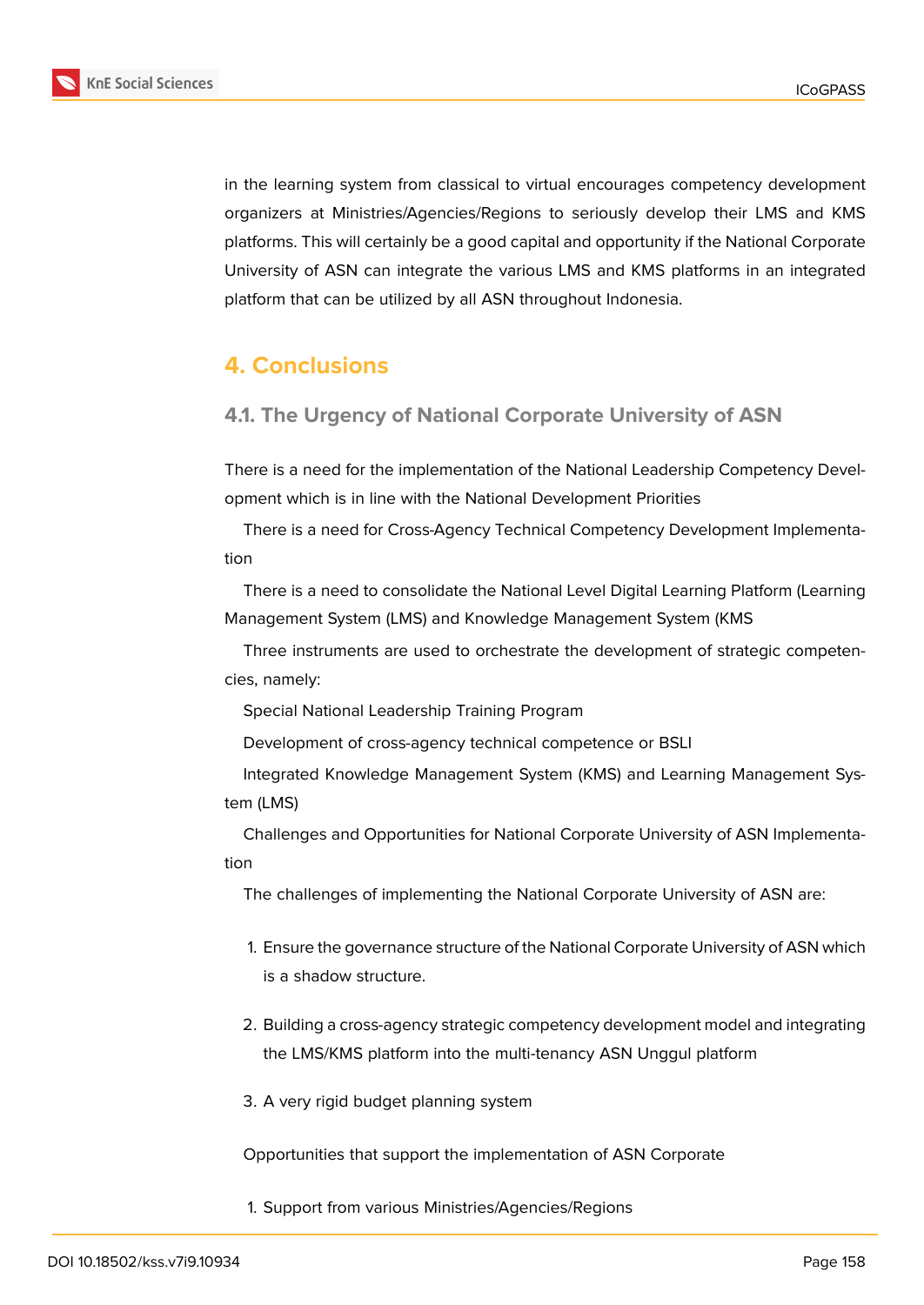in the learning system from classical to virtual encourages competency development organizers at Ministries/Agencies/Regions to seriously develop their LMS and KMS platforms. This will certainly be a good capital and opportunity if the National Corporate University of ASN can integrate the various LMS and KMS platforms in an integrated platform that can be utilized by all ASN throughout Indonesia.

## 4. Conclusions

### 4.1. The Urgency of National Corporate University of ASN

There is a need for the implementation of the National Leadership Competency Development which is in line with the National Development Priorities

There is a need for Cross-Agency Technical Competency Development Implementation

There is a need to consolidate the National Level Digital Learning Platform (Learning Management System (LMS) and Knowledge Management System (KMS

Three instruments are used to orchestrate the development of strategic competencies, namely:

Special National Leadership Training Program

Development of cross-agency technical competence or BSLI

Integrated Knowledge Management System (KMS) and Learning Management System (LMS)

Challenges and Opportunities for National Corporate University of ASN Implementation

The challenges of implementing the National Corporate University of ASN are:

1. Ensure the governance structure of the National Corporate University of ASN which is a shadow structure.

2. Building a cross-agency strategic competency development model and integrating the LMS/KMS platform into the multi-tenancy ASN Unggul platform

3. A very rigid budget planning system

Opportunities that support the implementation of ASN Corporate

1. Support from various Ministries/Agencies/Regions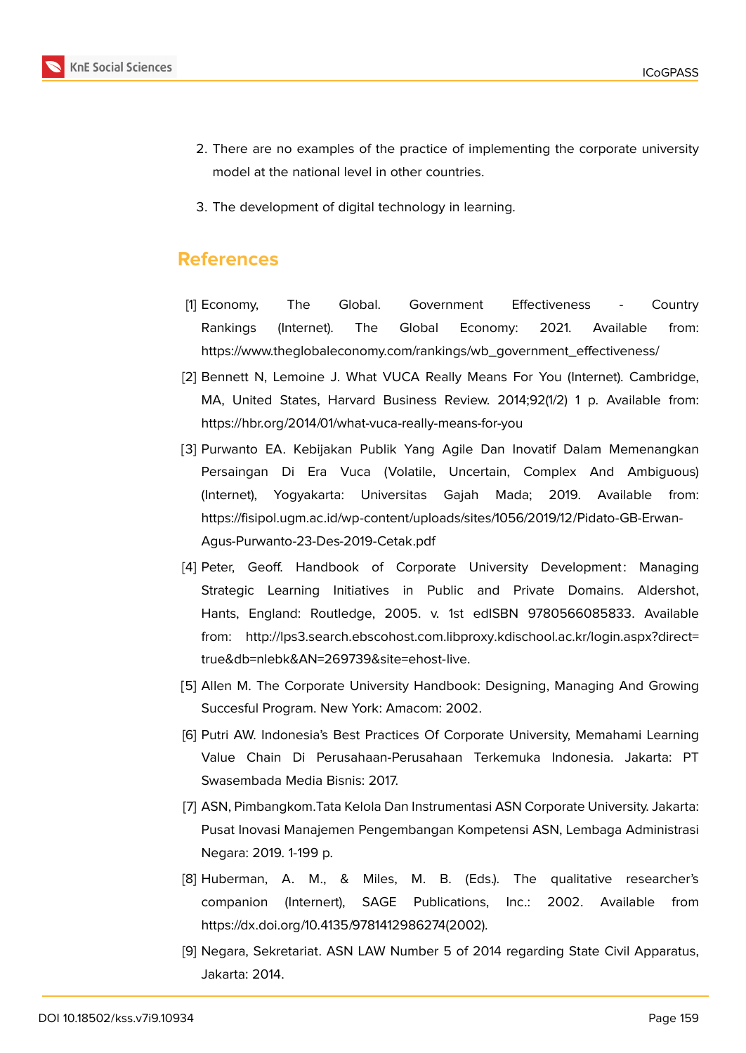2. There are no examples of the practice of implementing the corporate university model at the national level in other countries.

3. The development of digital technology in learning.

## References

[1] Economy, The Global. Government Effectiveness - Country Rankings (Internet). The Global Economy: 2021. Available from: https://www.theglobaleconomy.com/rankings/wb_government_effectiveness/

[2] Bennett N, Lemoine J. What VUCA Really Means For You (Internet). Cambridge, MA, United States, Harvard Business Review. 2014;92(1/2) 1 p. Available from: https://hbr.org/2014/01/what-vuca-really-means-for-you

[3] Purwanto EA. Kebijakan Publik Yang Agile Dan Inovatif Dalam Memenangkan Persaingan Di Era Vuca (Volatile, Uncertain, Complex And Ambiguous) (Internet), Yogyakarta: Universitas Gajah Mada; 2019. Available from: https://fisipol.ugm.ac.id/wp-content/uploads/sites/1056/2019/12/Pidato-GB-Erwan-Agus-Purwanto-23-Des-2019-Cetak.pdf

[4] Peter, Geoff. Handbook of Corporate University Development: Managing Strategic Learning Initiatives in Public and Private Domains. Aldershot, Hants, England: Routledge, 2005. v. 1st edISBN 9780566085833. Available from: http://lps3.search.ebscohost.com.libproxy.kdischool.ac.kr/login.aspx?direct=true&db=nlebk&AN=269739&site=ehost-live.

[5] Allen M. The Corporate University Handbook: Designing, Managing And Growing Succesful Program. New York: Amacom: 2002.

[6] Putri AW. Indonesia's Best Practices Of Corporate University, Memahami Learning Value Chain Di Perusahaan-Perusahaan Terkemuka Indonesia. Jakarta: PT Swasembada Media Bisnis: 2017.

[7] ASN, Pimbangkom.Tata Kelola Dan Instrumentasi ASN Corporate University. Jakarta: Pusat Inovasi Manajemen Pengembangan Kompetensi ASN, Lembaga Administrasi Negara: 2019. 1-199 p.

[8] Huberman, A. M., & Miles, M. B. (Eds.). The qualitative researcher's companion (Internert), SAGE Publications, Inc.: 2002. Available from https://dx.doi.org/10.4135/9781412986274(2002).

[9] Negara, Sekretariat. ASN LAW Number 5 of 2014 regarding State Civil Apparatus, Jakarta: 2014.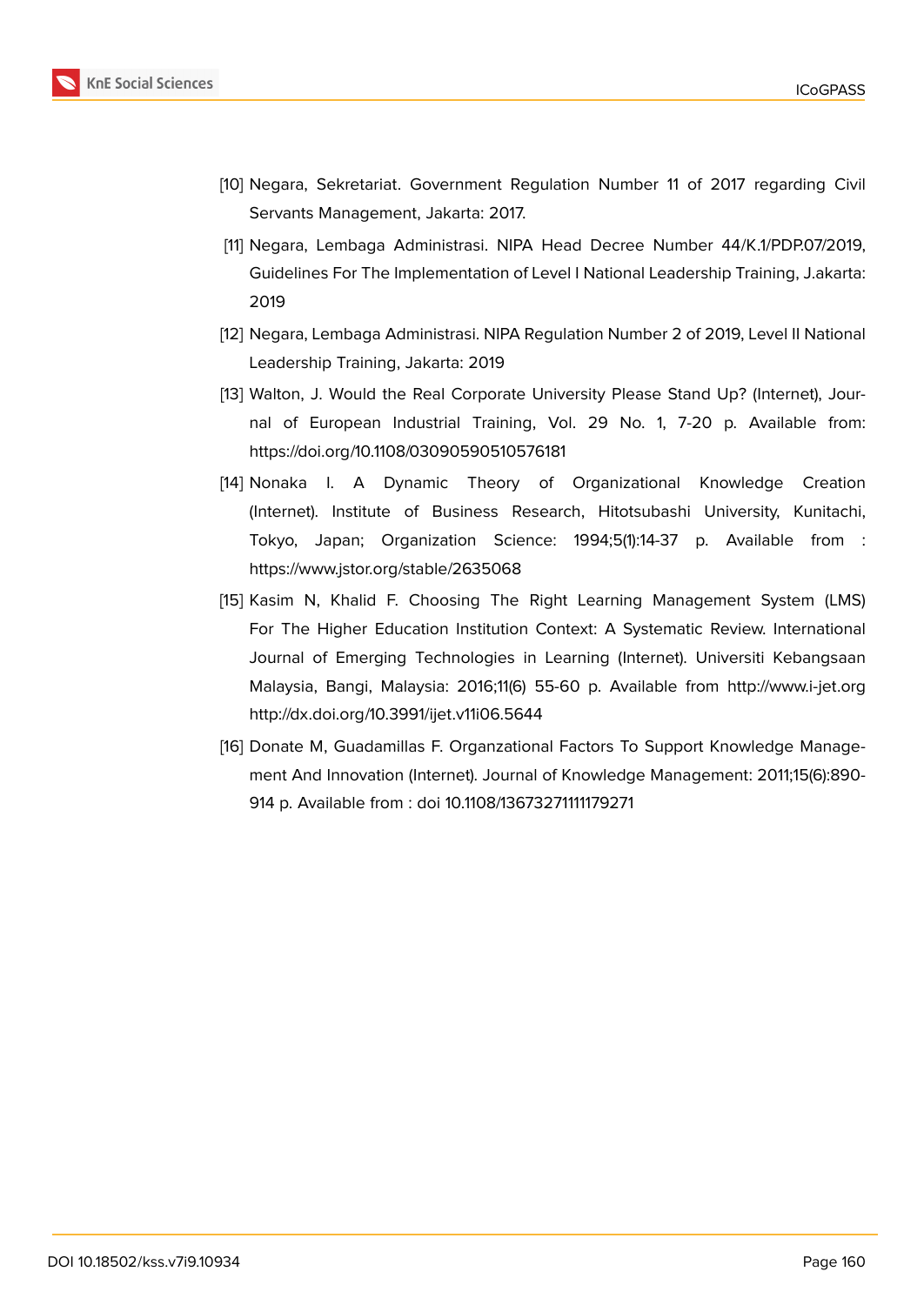[10] Negara, Sekretariat. Government Regulation Number 11 of 2017 regarding Civil Servants Management, Jakarta: 2017.

[11] Negara, Lembaga Administrasi. NIPA Head Decree Number 44/K.1/PDP.07/2019, Guidelines For The Implementation of Level I National Leadership Training, J.akarta: 2019

[12] Negara, Lembaga Administrasi. NIPA Regulation Number 2 of 2019, Level II National Leadership Training, Jakarta: 2019

[13] Walton, J. Would the Real Corporate University Please Stand Up? (Internet), Journal of European Industrial Training, Vol. 29 No. 1, 7-20 p. Available from: https://doi.org/10.1108/03090590510576181

[14] Nonaka I. A Dynamic Theory of Organizational Knowledge Creation (Internet). Institute of Business Research, Hitotsubashi University, Kunitachi, Tokyo, Japan; Organization Science: 1994;5(1):14-37 p. Available from : https://www.jstor.org/stable/2635068

[15] Kasim N, Khalid F. Choosing The Right Learning Management System (LMS) For The Higher Education Institution Context: A Systematic Review. International Journal of Emerging Technologies in Learning (Internet). Universiti Kebangsaan Malaysia, Bangi, Malaysia: 2016;11(6) 55-60 p. Available from http://www.i-jet.org http://dx.doi.org/10.3991/ijet.v11i06.5644

[16] Donate M, Guadamillas F. Organzational Factors To Support Knowledge Management And Innovation (Internet). Journal of Knowledge Management: 2011;15(6):890-914 p. Available from : doi 10.1108/13673271111179271